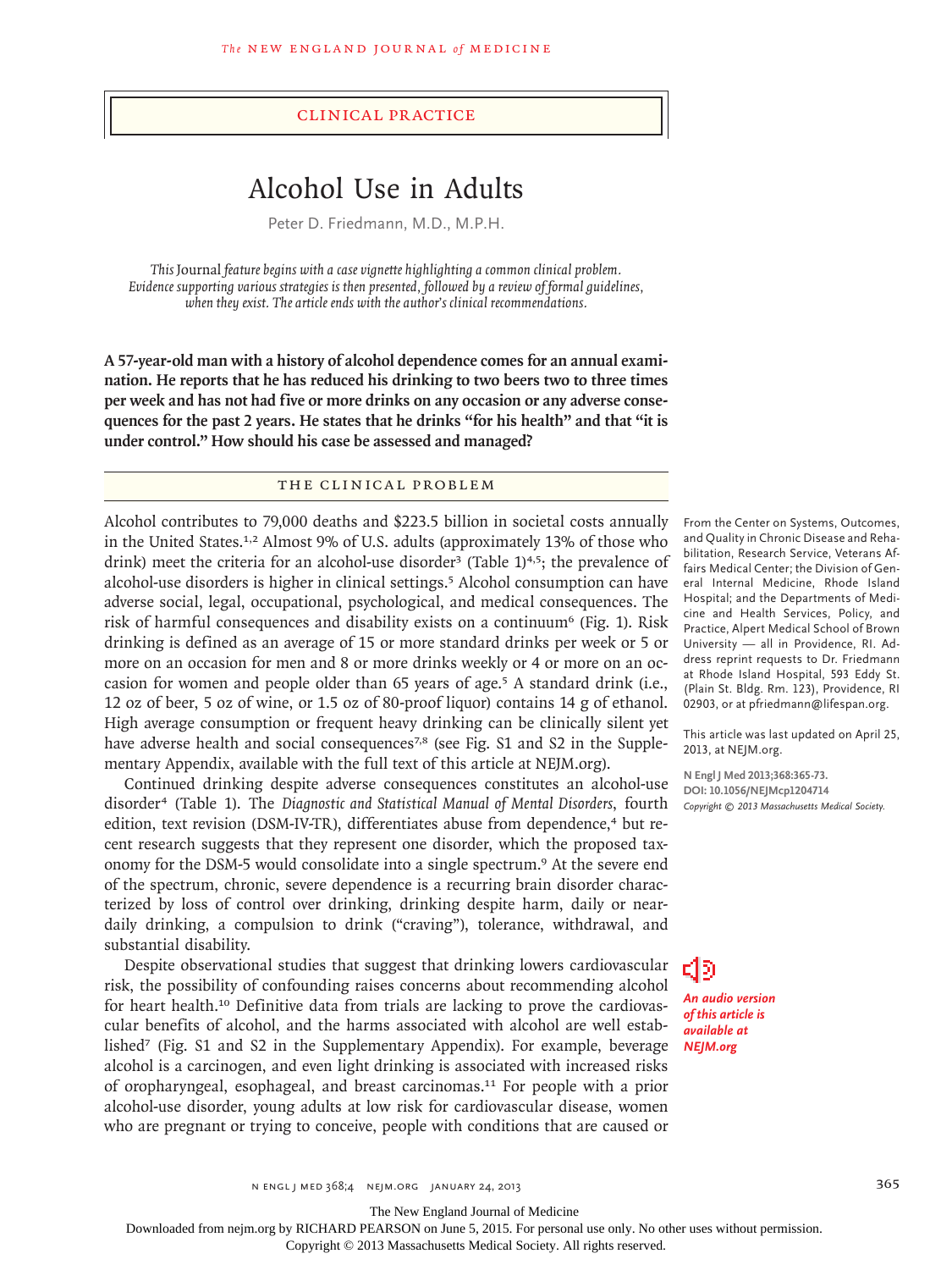CLINICAL PRACTICE

# Alcohol Use in Adults

Peter D. Friedmann, M.D., M.P.H.

*This* Journal *feature begins with a case vignette highlighting a common clinical problem. Evidence supporting various strategies is then presented, followed by a review of formal guidelines, when they exist. The article ends with the author's clinical recommendations.*

**A 57-year-old man with a history of alcohol dependence comes for an annual examination. He reports that he has reduced his drinking to two beers two to three times per week and has not had five or more drinks on any occasion or any adverse consequences for the past 2 years. He states that he drinks "for his health" and that "it is under control." How should his case be assessed and managed?**

## THE CLINICAL PROBLEM

Alcohol contributes to 79,000 deaths and $223.5 billion in societal costs annually in the United States.[1,2] Almost 9% of U.S. adults (approximately 13% of those who drink) meet the criteria for an alcohol-use disorder[3] (Table 1)[4,5]; the prevalence of alcohol-use disorders is higher in clinical settings.[5] Alcohol consumption can have adverse social, legal, occupational, psychological, and medical consequences. The risk of harmful consequences and disability exists on a continuum[6] (Fig. 1). Risk drinking is defined as an average of 15 or more standard drinks per week or 5 or more on an occasion for men and 8 or more drinks weekly or 4 or more on an occasion for women and people older than 65 years of age.[5] A standard drink (i.e., 12 oz of beer, 5 oz of wine, or 1.5 oz of 80-proof liquor) contains 14 g of ethanol. High average consumption or frequent heavy drinking can be clinically silent yet have adverse health and social consequences[7,8] (see Fig. S1 and S2 in the Supplementary Appendix, available with the full text of this article at NEJM.org).

Continued drinking despite adverse consequences constitutes an alcohol-use disorder[4] (Table 1). The *Diagnostic and Statistical Manual of Mental Disorders*, fourth edition, text revision (DSM-IV-TR), differentiates abuse from dependence,[4] but recent research suggests that they represent one disorder, which the proposed taxonomy for the DSM-5 would consolidate into a single spectrum.[9] At the severe end of the spectrum, chronic, severe dependence is a recurring brain disorder characterized by loss of control over drinking, drinking despite harm, daily or near-daily drinking, a compulsion to drink ("craving"), tolerance, withdrawal, and substantial disability.

Despite observational studies that suggest that drinking lowers cardiovascular risk, the possibility of confounding raises concerns about recommending alcohol for heart health.[10] Definitive data from trials are lacking to prove the cardiovascular benefits of alcohol, and the harms associated with alcohol are well established[7] (Fig. S1 and S2 in the Supplementary Appendix). For example, beverage alcohol is a carcinogen, and even light drinking is associated with increased risks of oropharyngeal, esophageal, and breast carcinomas.[11] For people with a prior alcohol-use disorder, young adults at low risk for cardiovascular disease, women who are pregnant or trying to conceive, people with conditions that are caused or

From the Center on Systems, Outcomes, and Quality in Chronic Disease and Rehabilitation, Research Service, Veterans Affairs Medical Center; the Division of General Internal Medicine, Rhode Island Hospital; and the Departments of Medicine and Health Services, Policy, and Practice, Alpert Medical School of Brown University — all in Providence, RI. Address reprint requests to Dr. Friedmann at Rhode Island Hospital, 593 Eddy St. (Plain St. Bldg. Rm. 123), Providence, RI 02903, or at pfriedmann@lifespan.org.

This article was last updated on April 25, 2013, at NEJM.org.

N Engl J Med 2013;368:365-73.
DOI: 10.1056/NEJMcp1204714
*Copyright © 2013 Massachusetts Medical Society.*

*An audio version of this article is available at NEJM.org*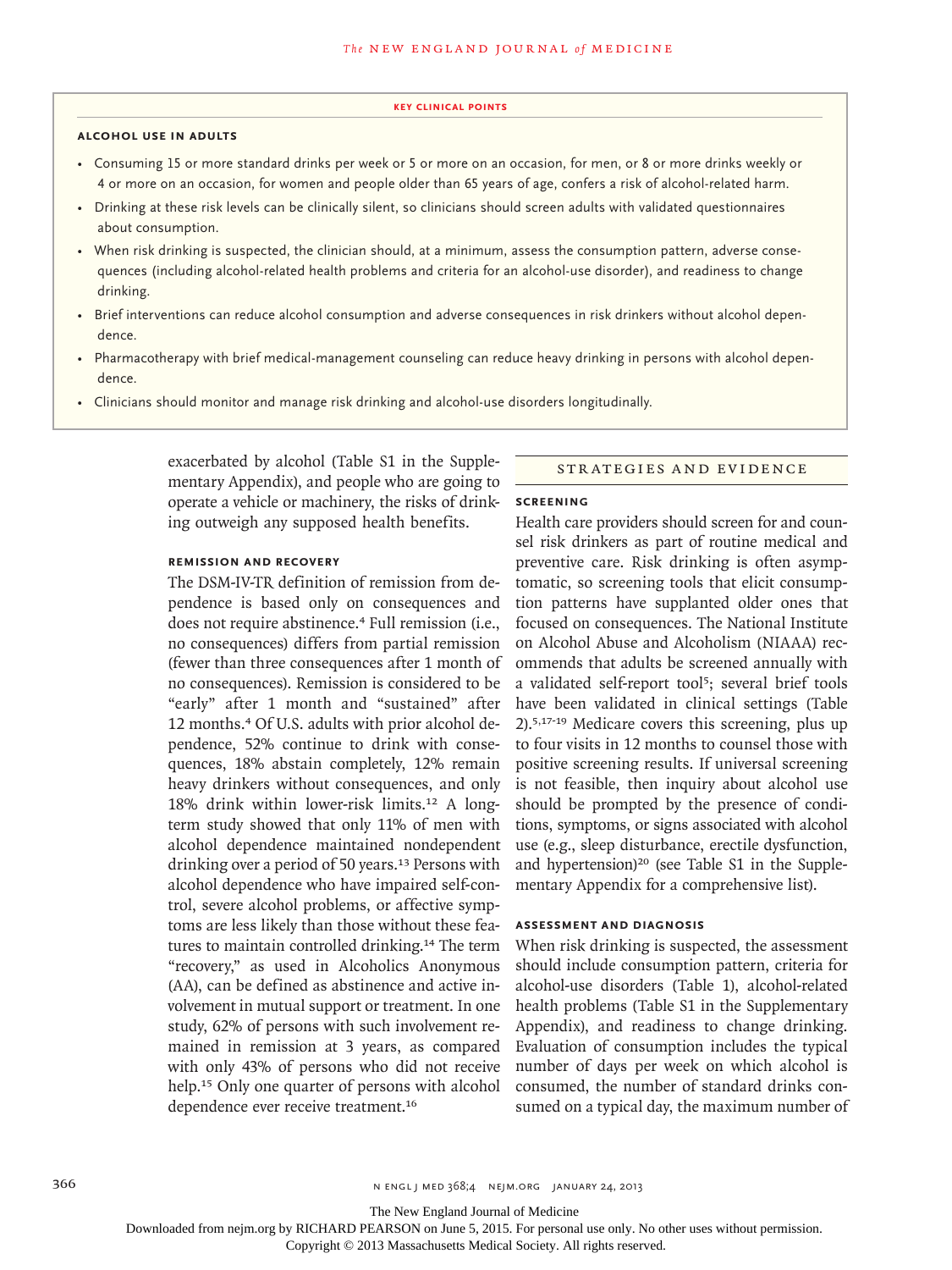**KEY CLINICAL POINTS**

**ALCOHOL USE IN ADULTS**

- Consuming 15 or more standard drinks per week or 5 or more on an occasion, for men, or 8 or more drinks weekly or 4 or more on an occasion, for women and people older than 65 years of age, confers a risk of alcohol-related harm.
- Drinking at these risk levels can be clinically silent, so clinicians should screen adults with validated questionnaires about consumption.
- When risk drinking is suspected, the clinician should, at a minimum, assess the consumption pattern, adverse consequences (including alcohol-related health problems and criteria for an alcohol-use disorder), and readiness to change drinking.
- Brief interventions can reduce alcohol consumption and adverse consequences in risk drinkers without alcohol dependence.
- Pharmacotherapy with brief medical-management counseling can reduce heavy drinking in persons with alcohol dependence.
- Clinicians should monitor and manage risk drinking and alcohol-use disorders longitudinally.

exacerbated by alcohol (Table S1 in the Supplementary Appendix), and people who are going to operate a vehicle or machinery, the risks of drinking outweigh any supposed health benefits.

### REMISSION AND RECOVERY

The DSM-IV-TR definition of remission from dependence is based only on consequences and does not require abstinence.[4] Full remission (i.e., no consequences) differs from partial remission (fewer than three consequences after 1 month of no consequences). Remission is considered to be "early" after 1 month and "sustained" after 12 months.[4] Of U.S. adults with prior alcohol dependence, 52% continue to drink with consequences, 18% abstain completely, 12% remain heavy drinkers without consequences, and only 18% drink within lower-risk limits.[12] A long-term study showed that only 11% of men with alcohol dependence maintained nondependent drinking over a period of 50 years.[13] Persons with alcohol dependence who have impaired self-control, severe alcohol problems, or affective symptoms are less likely than those without these features to maintain controlled drinking.[14] The term "recovery," as used in Alcoholics Anonymous (AA), can be defined as abstinence and active involvement in mutual support or treatment. In one study, 62% of persons with such involvement remained in remission at 3 years, as compared with only 43% of persons who did not receive help.[15] Only one quarter of persons with alcohol dependence ever receive treatment.[16]

## STRATEGIES AND EVIDENCE

### SCREENING

Health care providers should screen for and counsel risk drinkers as part of routine medical and preventive care. Risk drinking is often asymptomatic, so screening tools that elicit consumption patterns have supplanted older ones that focused on consequences. The National Institute on Alcohol Abuse and Alcoholism (NIAAA) recommends that adults be screened annually with a validated self-report tool[5]; several brief tools have been validated in clinical settings (Table 2).[5,17-19] Medicare covers this screening, plus up to four visits in 12 months to counsel those with positive screening results. If universal screening is not feasible, then inquiry about alcohol use should be prompted by the presence of conditions, symptoms, or signs associated with alcohol use (e.g., sleep disturbance, erectile dysfunction, and hypertension)[20] (see Table S1 in the Supplementary Appendix for a comprehensive list).

### ASSESSMENT AND DIAGNOSIS

When risk drinking is suspected, the assessment should include consumption pattern, criteria for alcohol-use disorders (Table 1), alcohol-related health problems (Table S1 in the Supplementary Appendix), and readiness to change drinking. Evaluation of consumption includes the typical number of days per week on which alcohol is consumed, the number of standard drinks consumed on a typical day, the maximum number of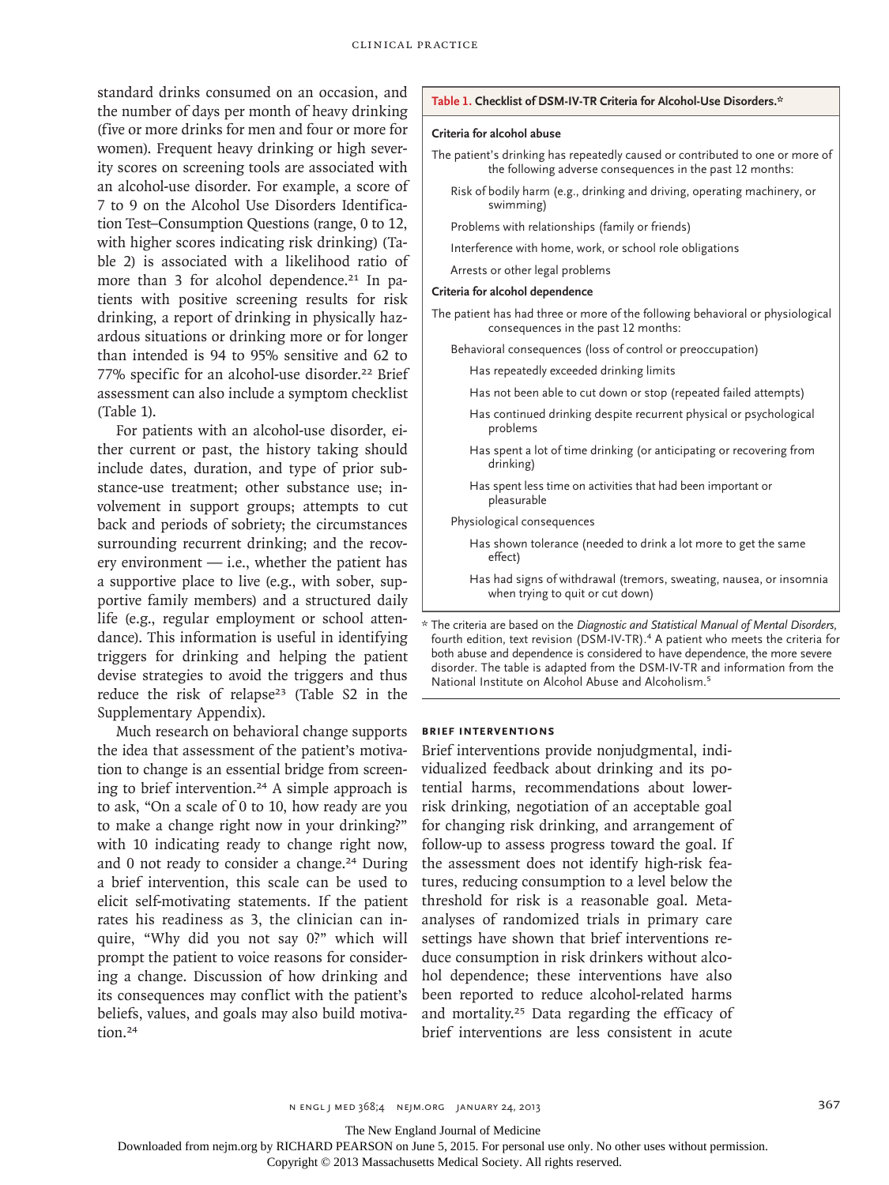standard drinks consumed on an occasion, and the number of days per month of heavy drinking (five or more drinks for men and four or more for women). Frequent heavy drinking or high severity scores on screening tools are associated with an alcohol-use disorder. For example, a score of 7 to 9 on the Alcohol Use Disorders Identification Test–Consumption Questions (range, 0 to 12, with higher scores indicating risk drinking) (Table 2) is associated with a likelihood ratio of more than 3 for alcohol dependence.[21] In patients with positive screening results for risk drinking, a report of drinking in physically hazardous situations or drinking more or for longer than intended is 94 to 95% sensitive and 62 to 77% specific for an alcohol-use disorder.[22] Brief assessment can also include a symptom checklist (Table 1).

For patients with an alcohol-use disorder, either current or past, the history taking should include dates, duration, and type of prior substance-use treatment; other substance use; involvement in support groups; attempts to cut back and periods of sobriety; the circumstances surrounding recurrent drinking; and the recovery environment — i.e., whether the patient has a supportive place to live (e.g., with sober, supportive family members) and a structured daily life (e.g., regular employment or school attendance). This information is useful in identifying triggers for drinking and helping the patient devise strategies to avoid the triggers and thus reduce the risk of relapse[23] (Table S2 in the Supplementary Appendix).

Much research on behavioral change supports the idea that assessment of the patient's motivation to change is an essential bridge from screening to brief intervention.[24] A simple approach is to ask, "On a scale of 0 to 10, how ready are you to make a change right now in your drinking?" with 10 indicating ready to change right now, and 0 not ready to consider a change.[24] During a brief intervention, this scale can be used to elicit self-motivating statements. If the patient rates his readiness as 3, the clinician can inquire, "Why did you not say 0?" which will prompt the patient to voice reasons for considering a change. Discussion of how drinking and its consequences may conflict with the patient's beliefs, values, and goals may also build motivation.[24]

**Table 1. Checklist of DSM-IV-TR Criteria for Alcohol-Use Disorders.***

**Criteria for alcohol abuse**

The patient's drinking has repeatedly caused or contributed to one or more of the following adverse consequences in the past 12 months:

- Risk of bodily harm (e.g., drinking and driving, operating machinery, or swimming)
- Problems with relationships (family or friends)
- Interference with home, work, or school role obligations
- Arrests or other legal problems

**Criteria for alcohol dependence**

The patient has had three or more of the following behavioral or physiological consequences in the past 12 months:

- Behavioral consequences (loss of control or preoccupation)
  - Has repeatedly exceeded drinking limits
  - Has not been able to cut down or stop (repeated failed attempts)
  - Has continued drinking despite recurrent physical or psychological problems
  - Has spent a lot of time drinking (or anticipating or recovering from drinking)
  - Has spent less time on activities that had been important or pleasurable
- Physiological consequences
  - Has shown tolerance (needed to drink a lot more to get the same effect)
  - Has had signs of withdrawal (tremors, sweating, nausea, or insomnia when trying to quit or cut down)

\* The criteria are based on the *Diagnostic and Statistical Manual of Mental Disorders*, fourth edition, text revision (DSM-IV-TR).[4] A patient who meets the criteria for both abuse and dependence is considered to have dependence, the more severe disorder. The table is adapted from the DSM-IV-TR and information from the National Institute on Alcohol Abuse and Alcoholism.[5]

### BRIEF INTERVENTIONS

Brief interventions provide nonjudgmental, individualized feedback about drinking and its potential harms, recommendations about lower-risk drinking, negotiation of an acceptable goal for changing risk drinking, and arrangement of follow-up to assess progress toward the goal. If the assessment does not identify high-risk features, reducing consumption to a level below the threshold for risk is a reasonable goal. Meta-analyses of randomized trials in primary care settings have shown that brief interventions reduce consumption in risk drinkers without alcohol dependence; these interventions have also been reported to reduce alcohol-related harms and mortality.[25] Data regarding the efficacy of brief interventions are less consistent in acute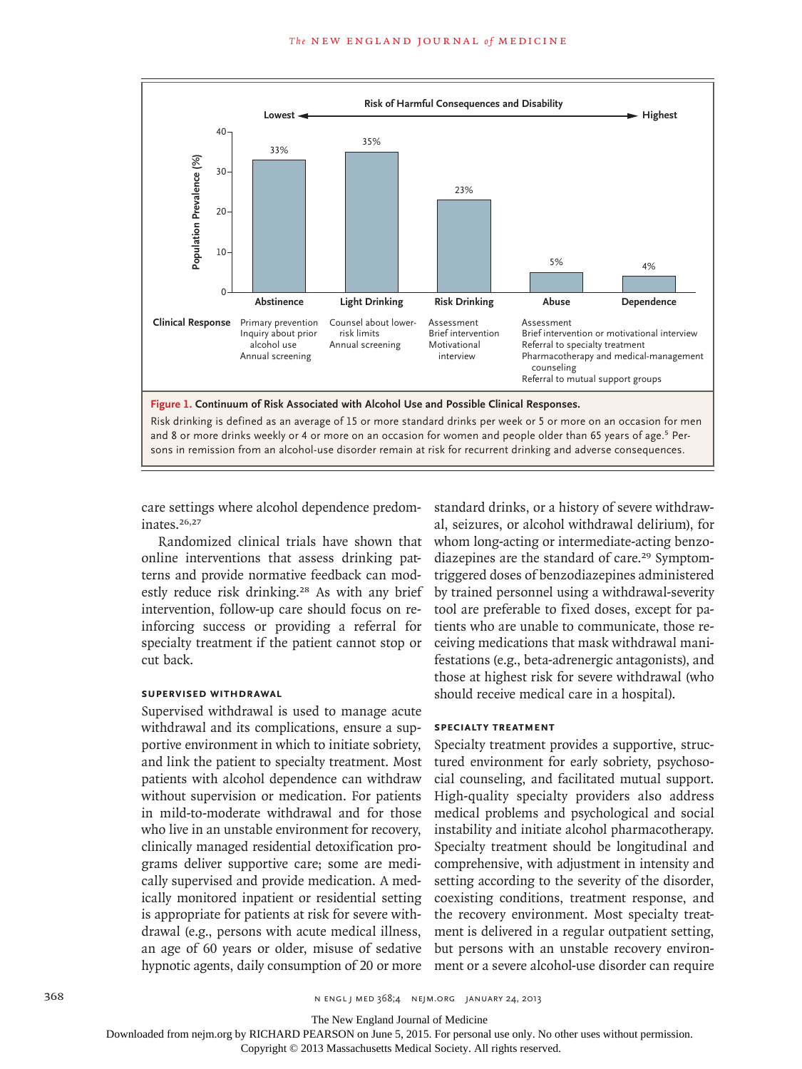Risk of Harmful Consequences and Disability

Lowest ← → Highest

| | Abstinence | Light Drinking | Risk Drinking | Abuse | Dependence |
|---|---|---|---|---|---|
| Population Prevalence (%) | 33% | 35% | 23% | 5% | 4% |
| Clinical Response | Primary prevention; Inquiry about prior alcohol use; Annual screening | Counsel about lower-risk limits; Annual screening | Assessment; Brief intervention; Motivational interview | Assessment; Brief intervention or motivational interview; Referral to specialty treatment; Pharmacotherapy and medical-management counseling; Referral to mutual support groups | |

**Figure 1. Continuum of Risk Associated with Alcohol Use and Possible Clinical Responses.**

Risk drinking is defined as an average of 15 or more standard drinks per week or 5 or more on an occasion for men and 8 or more drinks weekly or 4 or more on an occasion for women and people older than 65 years of age.[5] Persons in remission from an alcohol-use disorder remain at risk for recurrent drinking and adverse consequences.

care settings where alcohol dependence predominates.[26,27]

Randomized clinical trials have shown that online interventions that assess drinking patterns and provide normative feedback can modestly reduce risk drinking.[28] As with any brief intervention, follow-up care should focus on reinforcing success or providing a referral for specialty treatment if the patient cannot stop or cut back.

### SUPERVISED WITHDRAWAL

Supervised withdrawal is used to manage acute withdrawal and its complications, ensure a supportive environment in which to initiate sobriety, and link the patient to specialty treatment. Most patients with alcohol dependence can withdraw without supervision or medication. For patients in mild-to-moderate withdrawal and for those who live in an unstable environment for recovery, clinically managed residential detoxification programs deliver supportive care; some are medically supervised and provide medication. A medically monitored inpatient or residential setting is appropriate for patients at risk for severe withdrawal (e.g., persons with acute medical illness, an age of 60 years or older, misuse of sedative hypnotic agents, daily consumption of 20 or more standard drinks, or a history of severe withdrawal, seizures, or alcohol withdrawal delirium), for whom long-acting or intermediate-acting benzodiazepines are the standard of care.[29] Symptom-triggered doses of benzodiazepines administered by trained personnel using a withdrawal-severity tool are preferable to fixed doses, except for patients who are unable to communicate, those receiving medications that mask withdrawal manifestations (e.g., beta-adrenergic antagonists), and those at highest risk for severe withdrawal (who should receive medical care in a hospital).

### SPECIALTY TREATMENT

Specialty treatment provides a supportive, structured environment for early sobriety, psychosocial counseling, and facilitated mutual support. High-quality specialty providers also address medical problems and psychological and social instability and initiate alcohol pharmacotherapy. Specialty treatment should be longitudinal and comprehensive, with adjustment in intensity and setting according to the severity of the disorder, coexisting conditions, treatment response, and the recovery environment. Most specialty treatment is delivered in a regular outpatient setting, but persons with an unstable recovery environment or a severe alcohol-use disorder can require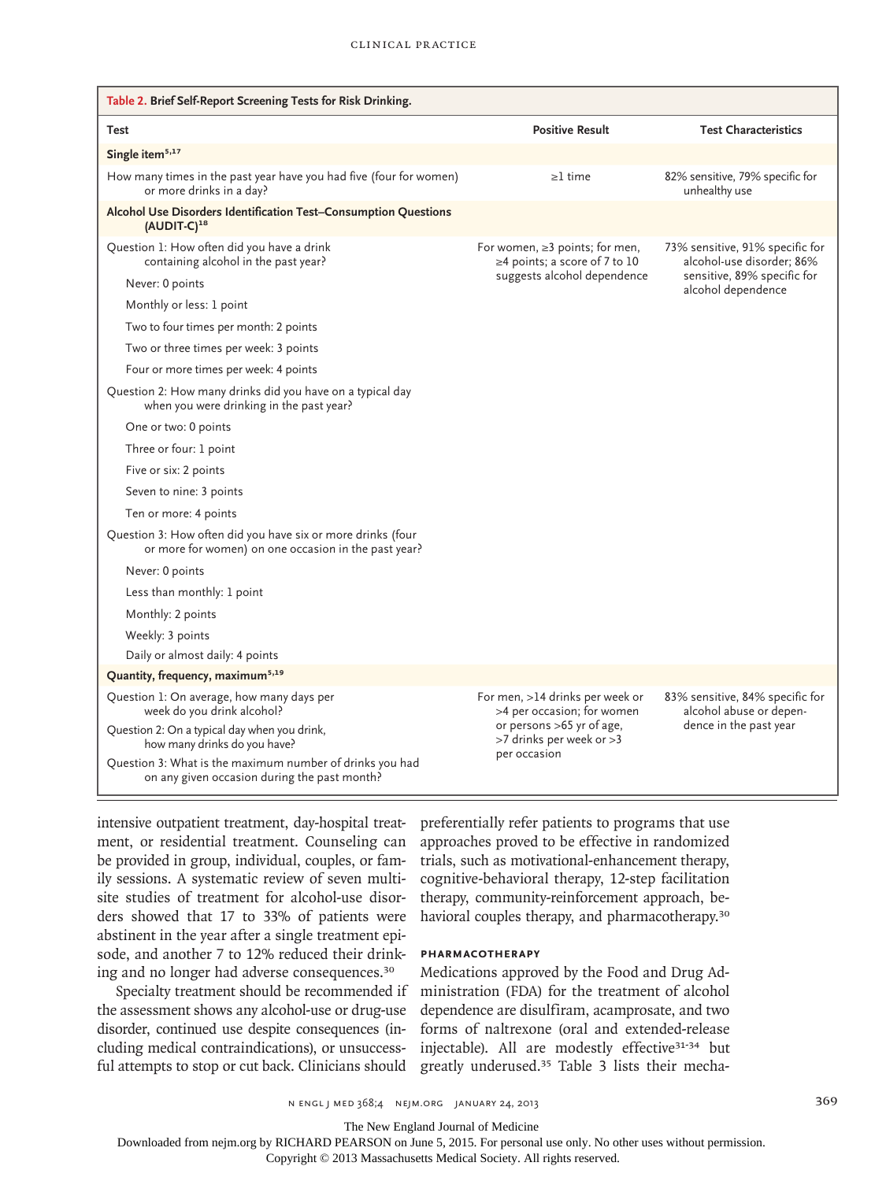**Table 2. Brief Self-Report Screening Tests for Risk Drinking.**

| Test | Positive Result | Test Characteristics |
|---|---|---|
| **Single item[5,17]** | | |
| How many times in the past year have you had five (four for women) or more drinks in a day? | ≥1 time | 82% sensitive, 79% specific for unhealthy use |
| **Alcohol Use Disorders Identification Test–Consumption Questions (AUDIT-C)[18]** | | |
| Question 1: How often did you have a drink containing alcohol in the past year? | For women, ≥3 points; for men, ≥4 points; a score of 7 to 10 suggests alcohol dependence | 73% sensitive, 91% specific for alcohol-use disorder; 86% sensitive, 89% specific for alcohol dependence |
| Never: 0 points | | |
| Monthly or less: 1 point | | |
| Two to four times per month: 2 points | | |
| Two or three times per week: 3 points | | |
| Four or more times per week: 4 points | | |
| Question 2: How many drinks did you have on a typical day when you were drinking in the past year? | | |
| One or two: 0 points | | |
| Three or four: 1 point | | |
| Five or six: 2 points | | |
| Seven to nine: 3 points | | |
| Ten or more: 4 points | | |
| Question 3: How often did you have six or more drinks (four or more for women) on one occasion in the past year? | | |
| Never: 0 points | | |
| Less than monthly: 1 point | | |
| Monthly: 2 points | | |
| Weekly: 3 points | | |
| Daily or almost daily: 4 points | | |
| **Quantity, frequency, maximum[5,19]** | | |
| Question 1: On average, how many days per week do you drink alcohol? | For men, >14 drinks per week or >4 per occasion; for women or persons >65 yr of age, >7 drinks per week or >3 per occasion | 83% sensitive, 84% specific for alcohol abuse or dependence in the past year |
| Question 2: On a typical day when you drink, how many drinks do you have? | | |
| Question 3: What is the maximum number of drinks you had on any given occasion during the past month? | | |

intensive outpatient treatment, day-hospital treatment, or residential treatment. Counseling can be provided in group, individual, couples, or family sessions. A systematic review of seven multisite studies of treatment for alcohol-use disorders showed that 17 to 33% of patients were abstinent in the year after a single treatment episode, and another 7 to 12% reduced their drinking and no longer had adverse consequences.[30]

Specialty treatment should be recommended if the assessment shows any alcohol-use or drug-use disorder, continued use despite consequences (including medical contraindications), or unsuccessful attempts to stop or cut back. Clinicians should preferentially refer patients to programs that use approaches proved to be effective in randomized trials, such as motivational-enhancement therapy, cognitive-behavioral therapy, 12-step facilitation therapy, community-reinforcement approach, behavioral couples therapy, and pharmacotherapy.[30]

### PHARMACOTHERAPY

Medications approved by the Food and Drug Administration (FDA) for the treatment of alcohol dependence are disulfiram, acamprosate, and two forms of naltrexone (oral and extended-release injectable). All are modestly effective[31-34] but greatly underused.[35] Table 3 lists their mecha-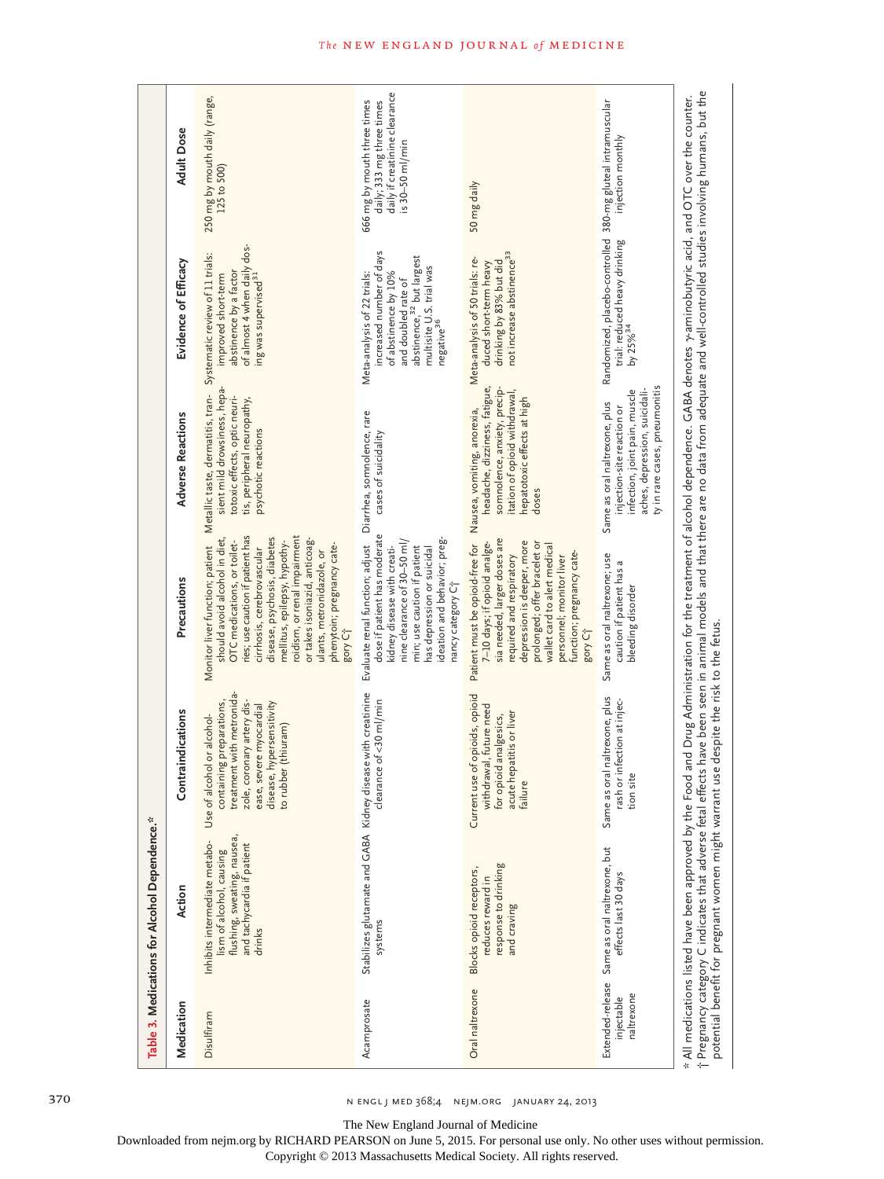**Table 3. Medications for Alcohol Dependence.***

| Medication | Action | Contraindications | Precautions | Adverse Reactions | Evidence of Efficacy | Adult Dose |
|---|---|---|---|---|---|---|
| Disulfiram | Inhibits intermediate metabolism of alcohol, causing flushing, sweating, nausea, and tachycardia if patient drinks | Use of alcohol or alcohol-containing preparations, treatment with metronidazole, coronary artery disease, severe myocardial disease, hypersensitivity to rubber (thiuram) | Monitor liver function; patient should avoid alcohol in diet, OTC medications, or toiletries; use caution if patient has cirrhosis, cerebrovascular disease, psychosis, diabetes mellitus, epilepsy, hypothyroidism, or renal impairment or takes isoniazid, anticoagulants, metronidazole, or phenytoin; pregnancy category C† | Metallic taste, dermatitis, transient mild drowsiness, hepatotoxic effects, optic neuritis, peripheral neuropathy, psychotic reactions | Systematic review of 11 trials: improved short-term abstinence by a factor of almost 4 when daily dosing was supervised[31] | 250 mg by mouth daily (range, 125 to 500) |
| Acamprosate | Stabilizes glutamate and GABA systems | Kidney disease with creatinine clearance of <30 ml/min | Evaluate renal function; adjust dose if patient has moderate kidney disease with creatinine clearance of 30–50 ml/min; use caution if patient has depression or suicidal ideation and behavior; pregnancy category C† | Diarrhea, somnolence, rare cases of suicidality | Meta-analysis of 22 trials: increased number of days of abstinence by 10% and doubled rate of abstinence,[32] but largest multisite U.S. trial was negative[36] | 666 mg by mouth three times daily; 333 mg three times daily if creatinine clearance is 30–50 ml/min |
| Oral naltrexone | Blocks opioid receptors, reduces reward in response to drinking and craving | Current use of opioids, opioid withdrawal, future need for opioid analgesics, acute hepatitis or liver failure | Patient must be opioid-free for 7–10 days; if opioid analgesia needed, larger doses are required and respiratory depression is deeper, more prolonged; offer bracelet or wallet card to alert medical personnel; monitor liver function; pregnancy category C† | Nausea, vomiting, anorexia, headache, dizziness, fatigue, somnolence, anxiety, precipitation of opioid withdrawal, hepatotoxic effects at high doses | Meta-analysis of 50 trials: reduced short-term heavy drinking by 83% but did not increase abstinence[33] | 50 mg daily |
| Extended-release injectable naltrexone | Same as oral naltrexone, but effects last 30 days | Same as oral naltrexone, plus rash or infection at injection site | Same as oral naltrexone; use caution if patient has a bleeding disorder | Same as oral naltrexone, plus injection-site reaction or infection, joint pain, muscle aches, depression, suicidality in rare cases, pneumonitis | Randomized, placebo-controlled trial: reduced heavy drinking by 25%[34] | 380-mg gluteal intramuscular injection monthly |

\* All medications listed have been approved by the Food and Drug Administration for the treatment of alcohol dependence. GABA denotes γ-aminobutyric acid, and OTC over the counter.

† Pregnancy category C indicates that adverse fetal effects have been seen in animal models and that there are no data from adequate and well-controlled studies involving humans, but the potential benefit for pregnant women might warrant use despite the risk to the fetus.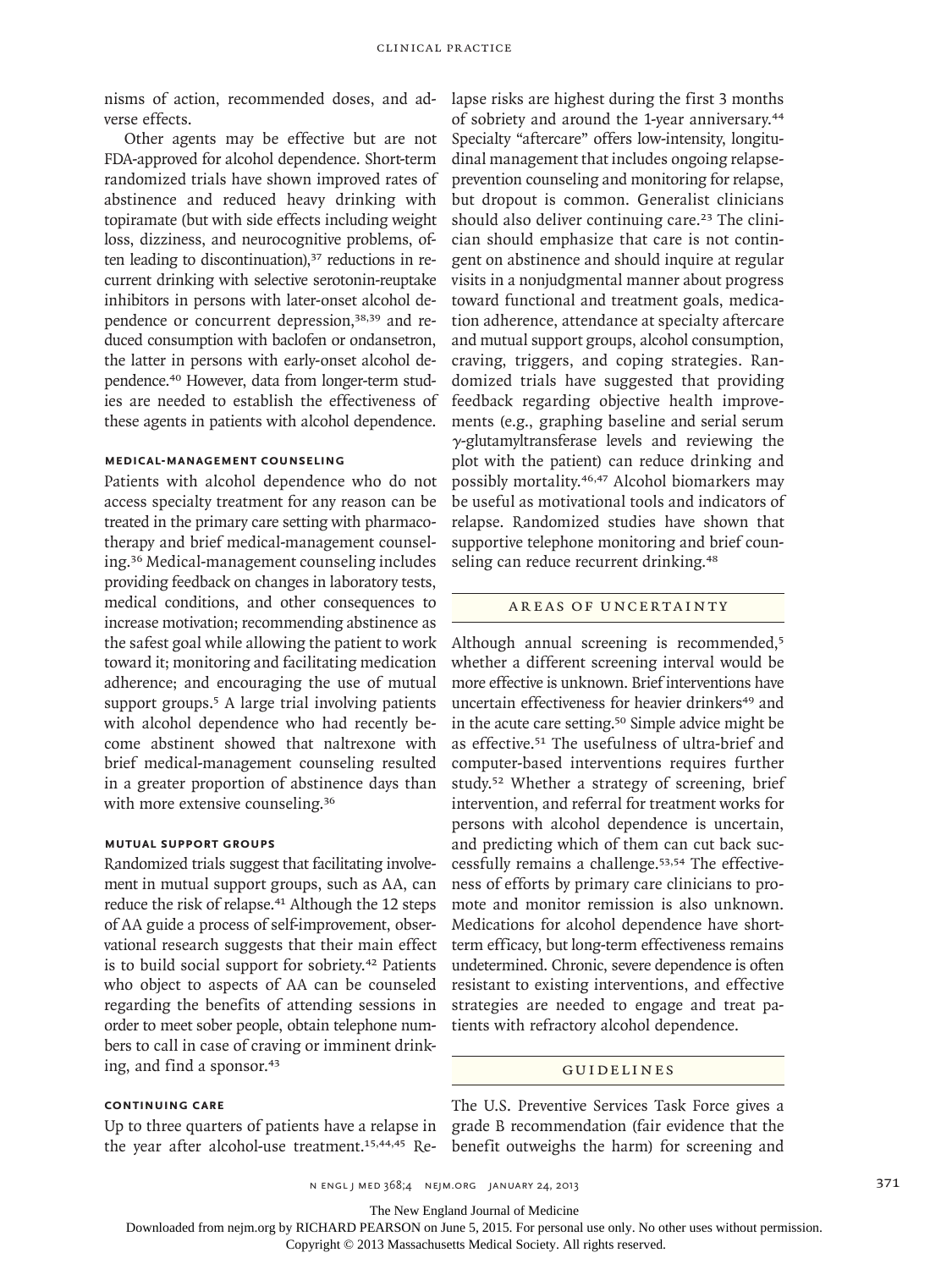nisms of action, recommended doses, and adverse effects.

Other agents may be effective but are not FDA-approved for alcohol dependence. Short-term randomized trials have shown improved rates of abstinence and reduced heavy drinking with topiramate (but with side effects including weight loss, dizziness, and neurocognitive problems, often leading to discontinuation),[37] reductions in recurrent drinking with selective serotonin-reuptake inhibitors in persons with later-onset alcohol dependence or concurrent depression,[38,39] and reduced consumption with baclofen or ondansetron, the latter in persons with early-onset alcohol dependence.[40] However, data from longer-term studies are needed to establish the effectiveness of these agents in patients with alcohol dependence.

#### MEDICAL-MANAGEMENT COUNSELING

Patients with alcohol dependence who do not access specialty treatment for any reason can be treated in the primary care setting with pharmacotherapy and brief medical-management counseling.[36] Medical-management counseling includes providing feedback on changes in laboratory tests, medical conditions, and other consequences to increase motivation; recommending abstinence as the safest goal while allowing the patient to work toward it; monitoring and facilitating medication adherence; and encouraging the use of mutual support groups.[5] A large trial involving patients with alcohol dependence who had recently become abstinent showed that naltrexone with brief medical-management counseling resulted in a greater proportion of abstinence days than with more extensive counseling.[36]

#### MUTUAL SUPPORT GROUPS

Randomized trials suggest that facilitating involvement in mutual support groups, such as AA, can reduce the risk of relapse.[41] Although the 12 steps of AA guide a process of self-improvement, observational research suggests that their main effect is to build social support for sobriety.[42] Patients who object to aspects of AA can be counseled regarding the benefits of attending sessions in order to meet sober people, obtain telephone numbers to call in case of craving or imminent drinking, and find a sponsor.[43]

#### CONTINUING CARE

Up to three quarters of patients have a relapse in the year after alcohol-use treatment.[15,44,45] Relapse risks are highest during the first 3 months of sobriety and around the 1-year anniversary.[44] Specialty "aftercare" offers low-intensity, longitudinal management that includes ongoing relapse-prevention counseling and monitoring for relapse, but dropout is common. Generalist clinicians should also deliver continuing care.[23] The clinician should emphasize that care is not contingent on abstinence and should inquire at regular visits in a nonjudgmental manner about progress toward functional and treatment goals, medication adherence, attendance at specialty aftercare and mutual support groups, alcohol consumption, craving, triggers, and coping strategies. Randomized trials have suggested that providing feedback regarding objective health improvements (e.g., graphing baseline and serial serum $\gamma$-glutamyltransferase levels and reviewing the plot with the patient) can reduce drinking and possibly mortality.[46,47] Alcohol biomarkers may be useful as motivational tools and indicators of relapse. Randomized studies have shown that supportive telephone monitoring and brief counseling can reduce recurrent drinking.[48]

## AREAS OF UNCERTAINTY

Although annual screening is recommended,[5] whether a different screening interval would be more effective is unknown. Brief interventions have uncertain effectiveness for heavier drinkers[49] and in the acute care setting.[50] Simple advice might be as effective.[51] The usefulness of ultra-brief and computer-based interventions requires further study.[52] Whether a strategy of screening, brief intervention, and referral for treatment works for persons with alcohol dependence is uncertain, and predicting which of them can cut back successfully remains a challenge.[53,54] The effectiveness of efforts by primary care clinicians to promote and monitor remission is also unknown. Medications for alcohol dependence have short-term efficacy, but long-term effectiveness remains undetermined. Chronic, severe dependence is often resistant to existing interventions, and effective strategies are needed to engage and treat patients with refractory alcohol dependence.

## GUIDELINES

The U.S. Preventive Services Task Force gives a grade B recommendation (fair evidence that the benefit outweighs the harm) for screening and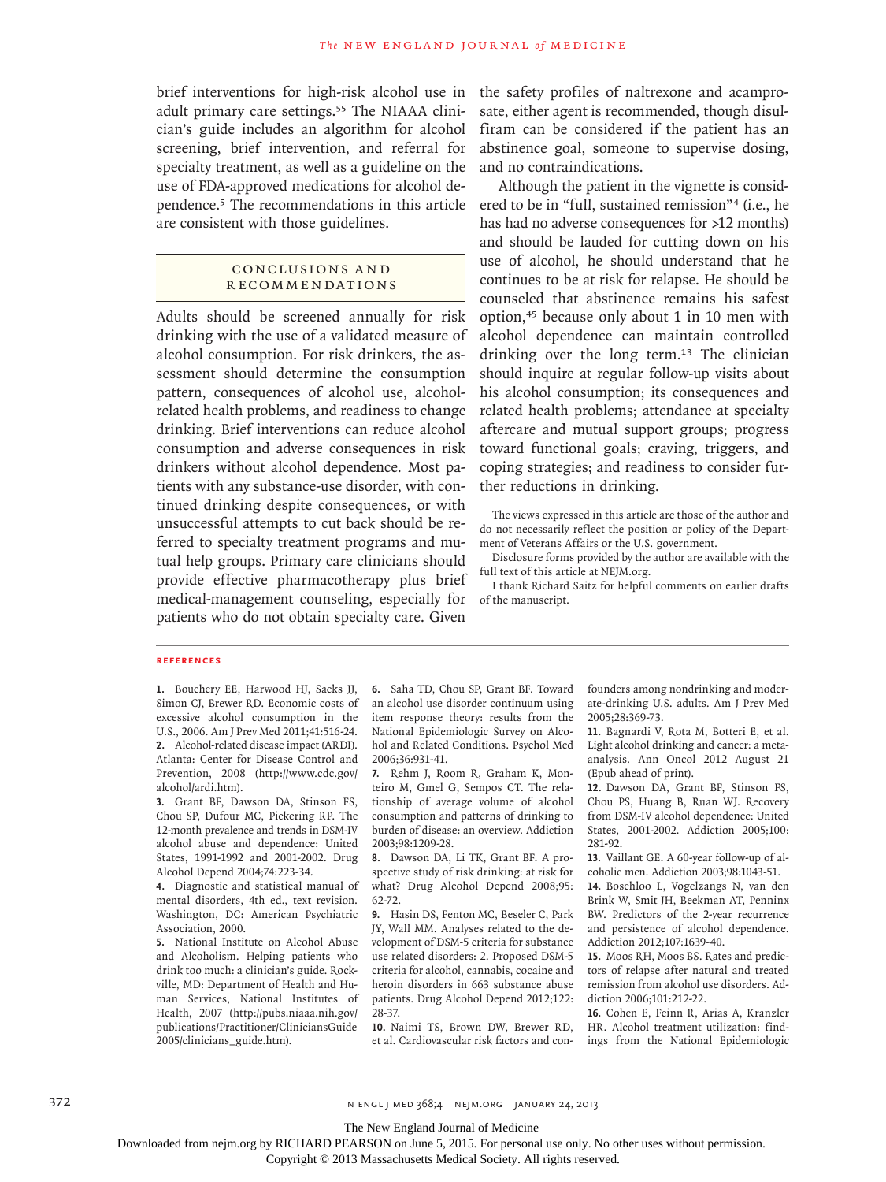brief interventions for high-risk alcohol use in adult primary care settings.[55] The NIAAA clinician's guide includes an algorithm for alcohol screening, brief intervention, and referral for specialty treatment, as well as a guideline on the use of FDA-approved medications for alcohol dependence.[5] The recommendations in this article are consistent with those guidelines.

## Conclusions and Recommendations

Adults should be screened annually for risk drinking with the use of a validated measure of alcohol consumption. For risk drinkers, the assessment should determine the consumption pattern, consequences of alcohol use, alcohol-related health problems, and readiness to change drinking. Brief interventions can reduce alcohol consumption and adverse consequences in risk drinkers without alcohol dependence. Most patients with any substance-use disorder, with continued drinking despite consequences, or with unsuccessful attempts to cut back should be referred to specialty treatment programs and mutual help groups. Primary care clinicians should provide effective pharmacotherapy plus brief medical-management counseling, especially for patients who do not obtain specialty care. Given the safety profiles of naltrexone and acamprosate, either agent is recommended, though disulfiram can be considered if the patient has an abstinence goal, someone to supervise dosing, and no contraindications.

Although the patient in the vignette is considered to be in "full, sustained remission"[4] (i.e., he has had no adverse consequences for >12 months) and should be lauded for cutting down on his use of alcohol, he should understand that he continues to be at risk for relapse. He should be counseled that abstinence remains his safest option,[45] because only about 1 in 10 men with alcohol dependence can maintain controlled drinking over the long term.[13] The clinician should inquire at regular follow-up visits about his alcohol consumption; its consequences and related health problems; attendance at specialty aftercare and mutual support groups; progress toward functional goals; craving, triggers, and coping strategies; and readiness to consider further reductions in drinking.

The views expressed in this article are those of the author and do not necessarily reflect the position or policy of the Department of Veterans Affairs or the U.S. government.

Disclosure forms provided by the author are available with the full text of this article at NEJM.org.

I thank Richard Saitz for helpful comments on earlier drafts of the manuscript.

## References

1. Bouchery EE, Harwood HJ, Sacks JJ, Simon CJ, Brewer RD. Economic costs of excessive alcohol consumption in the U.S., 2006. Am J Prev Med 2011;41:516-24.
2. Alcohol-related disease impact (ARDI). Atlanta: Center for Disease Control and Prevention, 2008 (http://www.cdc.gov/alcohol/ardi.htm).
3. Grant BF, Dawson DA, Stinson FS, Chou SP, Dufour MC, Pickering RP. The 12-month prevalence and trends in DSM-IV alcohol abuse and dependence: United States, 1991-1992 and 2001-2002. Drug Alcohol Depend 2004;74:223-34.
4. Diagnostic and statistical manual of mental disorders, 4th ed., text revision. Washington, DC: American Psychiatric Association, 2000.
5. National Institute on Alcohol Abuse and Alcoholism. Helping patients who drink too much: a clinician's guide. Rockville, MD: Department of Health and Human Services, National Institutes of Health, 2007 (http://pubs.niaaa.nih.gov/publications/Practitioner/CliniciansGuide2005/clinicians_guide.htm).
6. Saha TD, Chou SP, Grant BF. Toward an alcohol use disorder continuum using item response theory: results from the National Epidemiologic Survey on Alcohol and Related Conditions. Psychol Med 2006;36:931-41.
7. Rehm J, Room R, Graham K, Monteiro M, Gmel G, Sempos CT. The relationship of average volume of alcohol consumption and patterns of drinking to burden of disease: an overview. Addiction 2003;98:1209-28.
8. Dawson DA, Li TK, Grant BF. A prospective study of risk drinking: at risk for what? Drug Alcohol Depend 2008;95:62-72.
9. Hasin DS, Fenton MC, Beseler C, Park JY, Wall MM. Analyses related to the development of DSM-5 criteria for substance use related disorders: 2. Proposed DSM-5 criteria for alcohol, cannabis, cocaine and heroin disorders in 663 substance abuse patients. Drug Alcohol Depend 2012;122:28-37.
10. Naimi TS, Brown DW, Brewer RD, et al. Cardiovascular risk factors and confounders among nondrinking and moderate-drinking U.S. adults. Am J Prev Med 2005;28:369-73.
11. Bagnardi V, Rota M, Botteri E, et al. Light alcohol drinking and cancer: a meta-analysis. Ann Oncol 2012 August 21 (Epub ahead of print).
12. Dawson DA, Grant BF, Stinson FS, Chou PS, Huang B, Ruan WJ. Recovery from DSM-IV alcohol dependence: United States, 2001-2002. Addiction 2005;100:281-92.
13. Vaillant GE. A 60-year follow-up of alcoholic men. Addiction 2003;98:1043-51.
14. Boschloo L, Vogelzangs N, van den Brink W, Smit JH, Beekman AT, Penninx BW. Predictors of the 2-year recurrence and persistence of alcohol dependence. Addiction 2012;107:1639-40.
15. Moos RH, Moos BS. Rates and predictors of relapse after natural and treated remission from alcohol use disorders. Addiction 2006;101:212-22.
16. Cohen E, Feinn R, Arias A, Kranzler HR. Alcohol treatment utilization: findings from the National Epidemiologic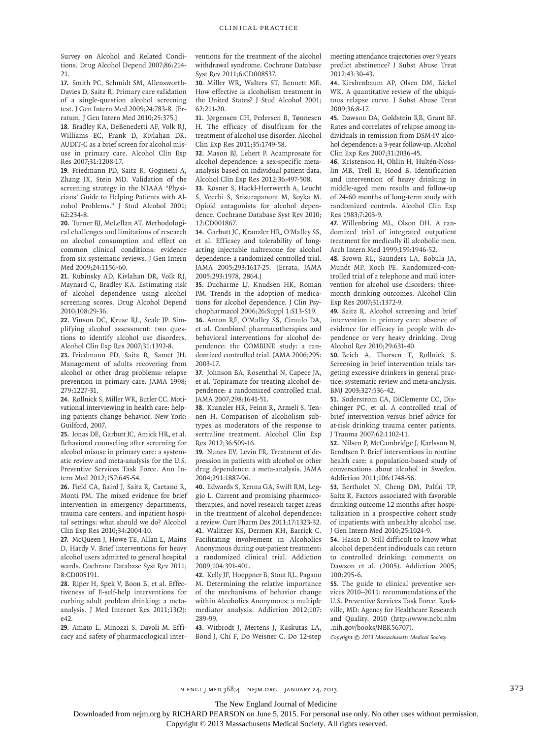Survey on Alcohol and Related Conditions. Drug Alcohol Depend 2007;86:214-21.

**17.** Smith PC, Schmidt SM, Allensworth-Davies D, Saitz R. Primary care validation of a single-question alcohol screening test. J Gen Intern Med 2009;24:783-8. [Erratum, J Gen Intern Med 2010;25:375.]

**18.** Bradley KA, DeBenedetti AF, Volk RJ, Williams EC, Frank D, Kivlahan DR. AUDIT-C as a brief screen for alcohol misuse in primary care. Alcohol Clin Exp Res 2007;31:1208-17.

**19.** Friedmann PD, Saitz R, Gogineni A, Zhang JX, Stein MD. Validation of the screening strategy in the NIAAA "Physicians' Guide to Helping Patients with Alcohol Problems." J Stud Alcohol 2001; 62:234-8.

**20.** Turner BJ, McLellan AT. Methodological challenges and limitations of research on alcohol consumption and effect on common clinical conditions: evidence from six systematic reviews. J Gen Intern Med 2009;24:1156-60.

**21.** Rubinsky AD, Kivlahan DR, Volk RJ, Maynard C, Bradley KA. Estimating risk of alcohol dependence using alcohol screening scores. Drug Alcohol Depend 2010;108:29-36.

**22.** Vinson DC, Kruse RL, Seale JP. Simplifying alcohol assessment: two questions to identify alcohol use disorders. Alcohol Clin Exp Res 2007;31:1392-8.

**23.** Friedmann PD, Saitz R, Samet JH. Management of adults recovering from alcohol or other drug problems: relapse prevention in primary care. JAMA 1998; 279:1227-31.

**24.** Rollnick S, Miller WR, Butler CC. Motivational interviewing in health care: helping patients change behavior. New York: Guilford, 2007.

**25.** Jonas DE, Garbutt JC, Amick HR, et al. Behavioral counseling after screening for alcohol misuse in primary care: a systematic review and meta-analysis for the U.S. Preventive Services Task Force. Ann Intern Med 2012;157:645-54.

**26.** Field CA, Baird J, Saitz R, Caetano R, Monti PM. The mixed evidence for brief intervention in emergency departments, trauma care centers, and inpatient hospital settings: what should we do? Alcohol Clin Exp Res 2010;34:2004-10.

**27.** McQueen J, Howe TE, Allan L, Mains D, Hardy V. Brief interventions for heavy alcohol users admitted to general hospital wards. Cochrane Database Syst Rev 2011; 8:CD005191.

**28.** Riper H, Spek V, Boon B, et al. Effectiveness of E-self-help interventions for curbing adult problem drinking: a meta-analysis. J Med Internet Res 2011;13(2): e42.

**29.** Amato L, Minozzi S, Davoli M. Efficacy and safety of pharmacological interventions for the treatment of the alcohol withdrawal syndrome. Cochrane Database Syst Rev 2011;6:CD008537.

**30.** Miller WR, Walters ST, Bennett ME. How effective is alcoholism treatment in the United States? J Stud Alcohol 2001; 62:211-20.

**31.** Jørgensen CH, Pedersen B, Tønnesen H. The efficacy of disulfiram for the treatment of alcohol use disorder. Alcohol Clin Exp Res 2011;35:1749-58.

**32.** Mason BJ, Lehert P. Acamprosate for alcohol dependence: a sex-specific meta-analysis based on individual patient data. Alcohol Clin Exp Res 2012;36:497-508.

**33.** Rösner S, Hackl-Herrwerth A, Leucht S, Vecchi S, Srisurapanont M, Soyka M. Opioid antagonists for alcohol dependence. Cochrane Database Syst Rev 2010; 12:CD001867.

**34.** Garbutt JC, Kranzler HR, O'Malley SS, et al. Efficacy and tolerability of long-acting injectable naltrexone for alcohol dependence: a randomized controlled trial. JAMA 2005;293:1617-25. [Errata, JAMA 2005;293:1978, 2864.]

**35.** Ducharme LJ, Knudsen HK, Roman PM. Trends in the adoption of medications for alcohol dependence. J Clin Psychopharmacol 2006;26:Suppl 1:S13-S19.

**36.** Anton RF, O'Malley SS, Ciraulo DA, et al. Combined pharmacotherapies and behavioral interventions for alcohol dependence: the COMBINE study: a randomized controlled trial. JAMA 2006;295: 2003-17.

**37.** Johnson BA, Rosenthal N, Capece JA, et al. Topiramate for treating alcohol dependence: a randomized controlled trial. JAMA 2007;298:1641-51.

**38.** Kranzler HR, Feinn R, Armeli S, Tennen H. Comparison of alcoholism subtypes as moderators of the response to sertraline treatment. Alcohol Clin Exp Res 2012;36:509-16.

**39.** Nunes EV, Levin FR. Treatment of depression in patients with alcohol or other drug dependence: a meta-analysis. JAMA 2004;291:1887-96.

**40.** Edwards S, Kenna GA, Swift RM, Leggio L. Current and promising pharmacotherapies, and novel research target areas in the treatment of alcohol dependence: a review. Curr Pharm Des 2011;17:1323-32.

**41.** Walitzer KS, Dermen KH, Barrick C. Facilitating involvement in Alcoholics Anonymous during out-patient treatment: a randomized clinical trial. Addiction 2009;104:391-401.

**42.** Kelly JF, Hoeppner B, Stout RL, Pagano M. Determining the relative importance of the mechanisms of behavior change within Alcoholics Anonymous: a multiple mediator analysis. Addiction 2012;107: 289-99.

**43.** Witbrodt J, Mertens J, Kaskutas LA, Bond J, Chi F, Do Weisner C. Do 12-step meeting attendance trajectories over 9 years predict abstinence? J Subst Abuse Treat 2012;43:30-43.

**44.** Kirshenbaum AP, Olsen DM, Bickel WK. A quantitative review of the ubiquitous relapse curve. J Subst Abuse Treat 2009;36:8-17.

**45.** Dawson DA, Goldstein RB, Grant BF. Rates and correlates of relapse among individuals in remission from DSM-IV alcohol dependence: a 3-year follow-up. Alcohol Clin Exp Res 2007;31:2036-45.

**46.** Kristenson H, Ohlin H, Hultén-Nosslin MB, Trell E, Hood B. Identification and intervention of heavy drinking in middle-aged men: results and follow-up of 24-60 months of long-term study with randomized controls. Alcohol Clin Exp Res 1983;7:203-9.

**47.** Willenbring ML, Olson DH. A randomized trial of integrated outpatient treatment for medically ill alcoholic men. Arch Intern Med 1999;159:1946-52.

**48.** Brown RL, Saunders LA, Bobula JA, Mundt MP, Koch PE. Randomized-controlled trial of a telephone and mail intervention for alcohol use disorders: three-month drinking outcomes. Alcohol Clin Exp Res 2007;31:1372-9.

**49.** Saitz R. Alcohol screening and brief intervention in primary care: absence of evidence for efficacy in people with dependence or very heavy drinking. Drug Alcohol Rev 2010;29:631-40.

**50.** Beich A, Thorsen T, Rollnick S. Screening in brief intervention trials targeting excessive drinkers in general practice: systematic review and meta-analysis. BMJ 2003;327:536-42.

**51.** Soderstrom CA, DiClemente CC, Dischinger PC, et al. A controlled trial of brief intervention versus brief advice for at-risk drinking trauma center patients. J Trauma 2007;62:1102-11.

**52.** Nilsen P, McCambridge J, Karlsson N, Bendtsen P. Brief interventions in routine health care: a population-based study of conversations about alcohol in Sweden. Addiction 2011;106:1748-56.

**53.** Bertholet N, Cheng DM, Palfai TP, Saitz R. Factors associated with favorable drinking outcome 12 months after hospitalization in a prospective cohort study of inpatients with unhealthy alcohol use. J Gen Intern Med 2010;25:1024-9.

**54.** Hasin D. Still difficult to know what alcohol dependent individuals can return to controlled drinking: comments on Dawson et al. (2005). Addiction 2005; 100:295-6.

**55.** The guide to clinical preventive services 2010–2011: recommendations of the U.S. Preventive Services Task Force. Rockville, MD: Agency for Healthcare Research and Quality, 2010 (http://www.ncbi.nlm.nih.gov/books/NBK56707).

*Copyright © 2013 Massachusetts Medical Society.*